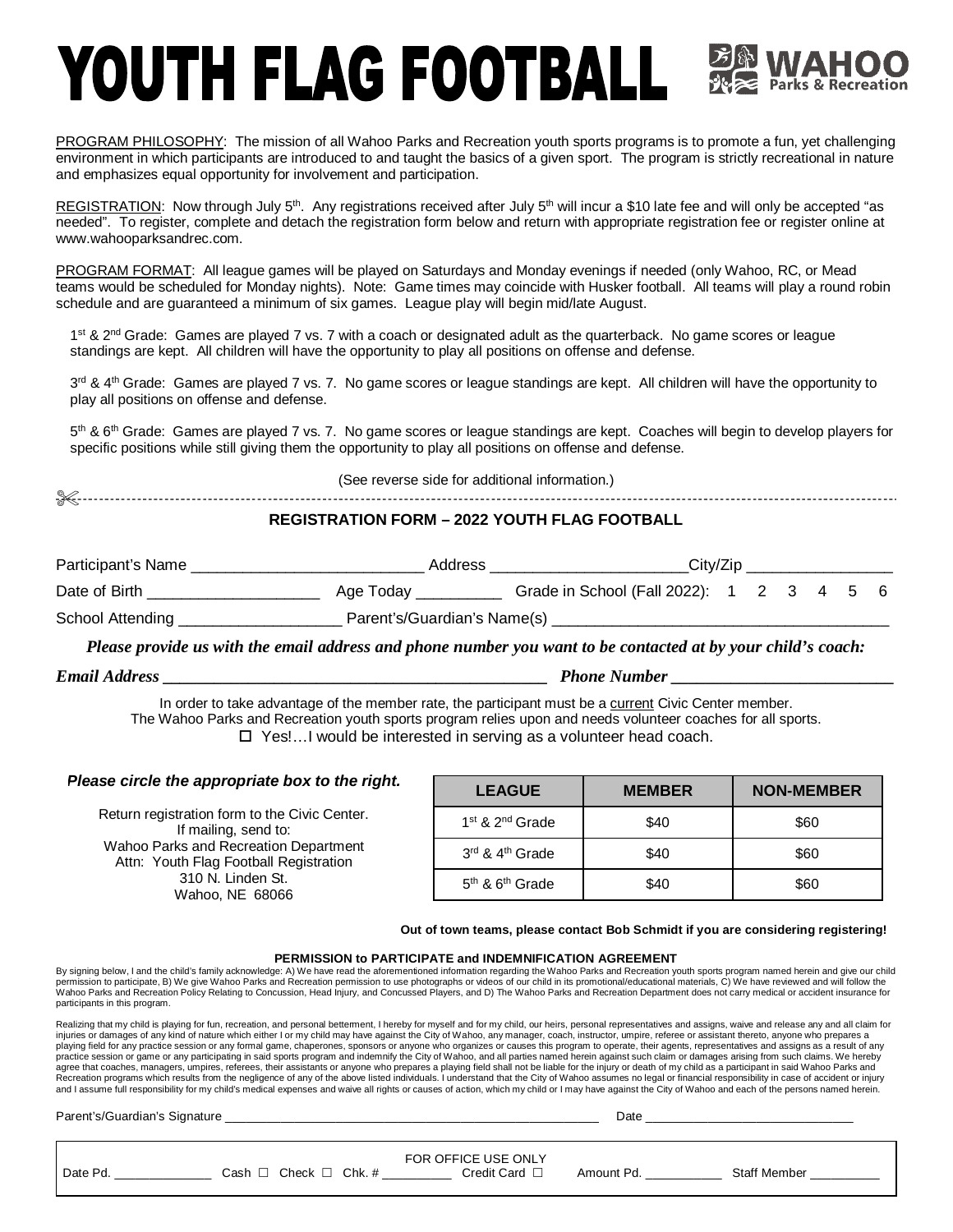# YOUTH FLAG FOOTBALL

WAHOO Parks & Recreation

PROGRAM PHILOSOPHY: The mission of all Wahoo Parks and Recreation youth sports programs is to promote a fun, yet challenging environment in which participants are introduced to and taught the basics of a given sport. The program is strictly recreational in nature and emphasizes equal opportunity for involvement and participation.

REGISTRATION: Now through July 5th. Any registrations received after July 5th will incur a $10 late fee and will only be accepted "as needed". To register, complete and detach the registration form below and return with appropriate registration fee or register online at www.wahooparksandrec.com.

PROGRAM FORMAT: All league games will be played on Saturdays and Monday evenings if needed (only Wahoo, RC, or Mead teams would be scheduled for Monday nights). Note: Game times may coincide with Husker football. All teams will play a round robin schedule and are guaranteed a minimum of six games. League play will begin mid/late August.

1st & 2nd Grade: Games are played 7 vs. 7 with a coach or designated adult as the quarterback. No game scores or league standings are kept. All children will have the opportunity to play all positions on offense and defense.

3rd & 4th Grade: Games are played 7 vs. 7. No game scores or league standings are kept. All children will have the opportunity to play all positions on offense and defense.

5th & 6th Grade: Games are played 7 vs. 7. No game scores or league standings are kept. Coaches will begin to develop players for specific positions while still giving them the opportunity to play all positions on offense and defense.

(See reverse side for additional information.)

---

## REGISTRATION FORM – 2022 YOUTH FLAG FOOTBALL

Participant's Name ___________________________ Address _______________________City/Zip _________________

Date of Birth ____________________ Age Today __________ Grade in School (Fall 2022): 1 2 3 4 5 6

School Attending ___________________ Parent's/Guardian's Name(s) ________________________________________

***Please provide us with the email address and phone number you want to be contacted at by your child's coach:***

***Email Address*** _______________________________________________ ***Phone Number*** __________________________

In order to take advantage of the member rate, the participant must be a current Civic Center member.
The Wahoo Parks and Recreation youth sports program relies upon and needs volunteer coaches for all sports.
☐ Yes!…I would be interested in serving as a volunteer head coach.

***Please circle the appropriate box to the right.***

Return registration form to the Civic Center.
If mailing, send to:
Wahoo Parks and Recreation Department
Attn: Youth Flag Football Registration
310 N. Linden St.
Wahoo, NE 68066

| LEAGUE | MEMBER | NON-MEMBER |
|---|---|---|
| 1st & 2nd Grade | $40 | $60 |
| 3rd & 4th Grade | $40 | $60 |
| 5th & 6th Grade | $40 | $60 |

**Out of town teams, please contact Bob Schmidt if you are considering registering!**

**PERMISSION to PARTICIPATE and INDEMNIFICATION AGREEMENT**

By signing below, I and the child's family acknowledge: A) We have read the aforementioned information regarding the Wahoo Parks and Recreation youth sports program named herein and give our child permission to participate, B) We give Wahoo Parks and Recreation permission to use photographs or videos of our child in its promotional/educational materials, C) We have reviewed and will follow the Wahoo Parks and Recreation Policy Relating to Concussion, Head Injury, and Concussed Players, and D) The Wahoo Parks and Recreation Department does not carry medical or accident insurance for participants in this program.

Realizing that my child is playing for fun, recreation, and personal betterment, I hereby for myself and for my child, our heirs, personal representatives and assigns, waive and release any and all claim for injuries or damages of any kind of nature which either I or my child may have against the City of Wahoo, any manager, coach, instructor, umpire, referee or assistant thereto, anyone who prepares a playing field for any practice session or any formal game, chaperones, sponsors or anyone who organizes or causes this program to operate, their agents, representatives and assigns as a result of any practice session or game or any participating in said sports program and indemnify the City of Wahoo, and all parties named herein against such claim or damages arising from such claims. We hereby agree that coaches, managers, umpires, referees, their assistants or anyone who prepares a playing field shall not be liable for the injury or death of my child as a participant in said Wahoo Parks and Recreation programs which results from the negligence of any of the above listed individuals. I understand that the City of Wahoo assumes no legal or financial responsibility in case of accident or injury and I assume full responsibility for my child's medical expenses and waive all rights or causes of action, which my child or I may have against the City of Wahoo and each of the persons named herein.

Parent's/Guardian's Signature ________________________________________________________ Date ______________________________

FOR OFFICE USE ONLY

Date Pd. ______________ Cash ☐ Check ☐ Chk. # __________ Credit Card ☐ Amount Pd. ___________ Staff Member __________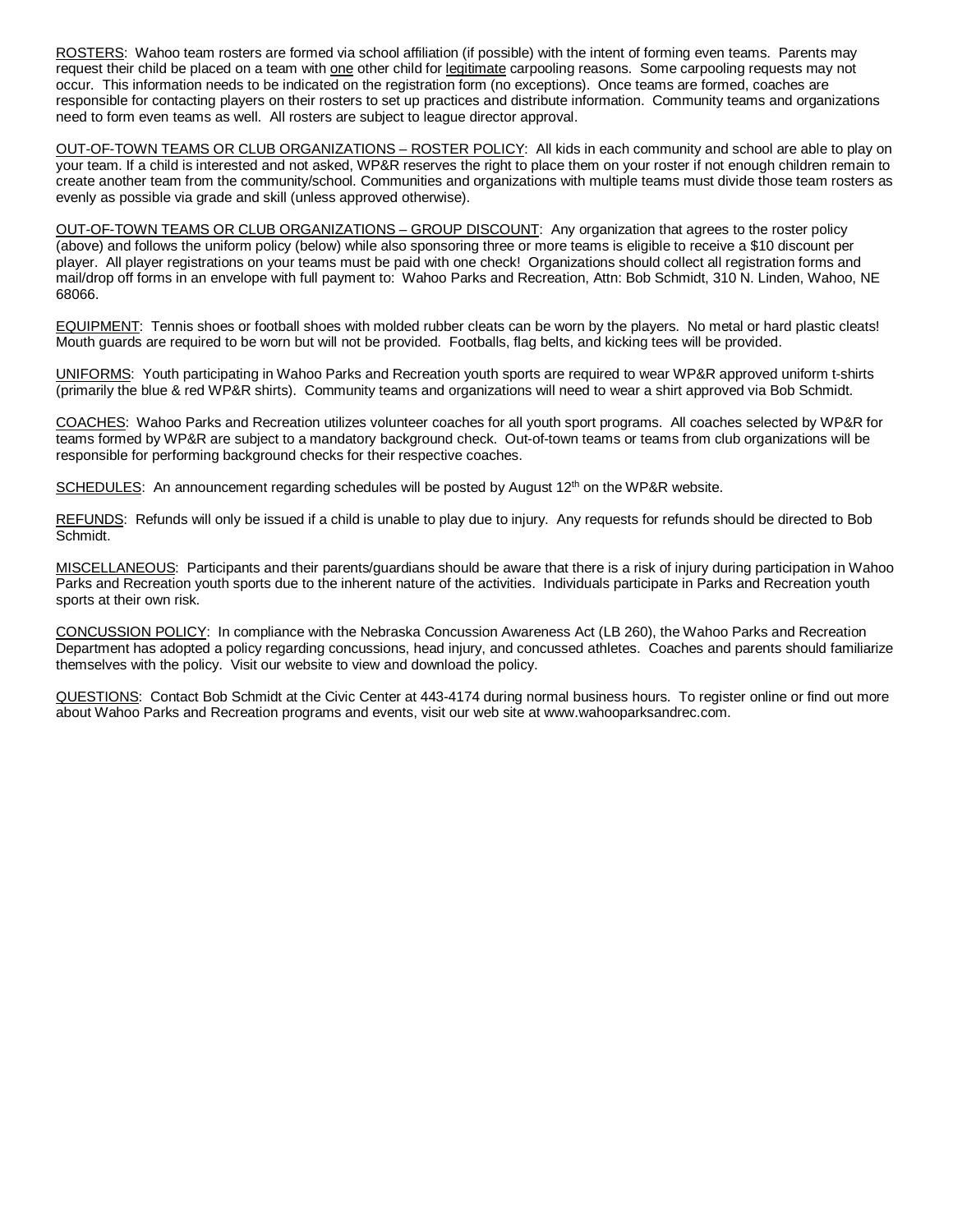ROSTERS: Wahoo team rosters are formed via school affiliation (if possible) with the intent of forming even teams. Parents may request their child be placed on a team with one other child for legitimate carpooling reasons. Some carpooling requests may not occur. This information needs to be indicated on the registration form (no exceptions). Once teams are formed, coaches are responsible for contacting players on their rosters to set up practices and distribute information. Community teams and organizations need to form even teams as well. All rosters are subject to league director approval.

OUT-OF-TOWN TEAMS OR CLUB ORGANIZATIONS – ROSTER POLICY: All kids in each community and school are able to play on your team. If a child is interested and not asked, WP&R reserves the right to place them on your roster if not enough children remain to create another team from the community/school. Communities and organizations with multiple teams must divide those team rosters as evenly as possible via grade and skill (unless approved otherwise).

OUT-OF-TOWN TEAMS OR CLUB ORGANIZATIONS – GROUP DISCOUNT: Any organization that agrees to the roster policy (above) and follows the uniform policy (below) while also sponsoring three or more teams is eligible to receive a $10 discount per player. All player registrations on your teams must be paid with one check! Organizations should collect all registration forms and mail/drop off forms in an envelope with full payment to: Wahoo Parks and Recreation, Attn: Bob Schmidt, 310 N. Linden, Wahoo, NE 68066.

EQUIPMENT: Tennis shoes or football shoes with molded rubber cleats can be worn by the players. No metal or hard plastic cleats! Mouth guards are required to be worn but will not be provided. Footballs, flag belts, and kicking tees will be provided.

UNIFORMS: Youth participating in Wahoo Parks and Recreation youth sports are required to wear WP&R approved uniform t-shirts (primarily the blue & red WP&R shirts). Community teams and organizations will need to wear a shirt approved via Bob Schmidt.

COACHES: Wahoo Parks and Recreation utilizes volunteer coaches for all youth sport programs. All coaches selected by WP&R for teams formed by WP&R are subject to a mandatory background check. Out-of-town teams or teams from club organizations will be responsible for performing background checks for their respective coaches.

SCHEDULES: An announcement regarding schedules will be posted by August 12th on the WP&R website.

REFUNDS: Refunds will only be issued if a child is unable to play due to injury. Any requests for refunds should be directed to Bob Schmidt.

MISCELLANEOUS: Participants and their parents/guardians should be aware that there is a risk of injury during participation in Wahoo Parks and Recreation youth sports due to the inherent nature of the activities. Individuals participate in Parks and Recreation youth sports at their own risk.

CONCUSSION POLICY: In compliance with the Nebraska Concussion Awareness Act (LB 260), the Wahoo Parks and Recreation Department has adopted a policy regarding concussions, head injury, and concussed athletes. Coaches and parents should familiarize themselves with the policy. Visit our website to view and download the policy.

QUESTIONS: Contact Bob Schmidt at the Civic Center at 443-4174 during normal business hours. To register online or find out more about Wahoo Parks and Recreation programs and events, visit our web site at www.wahooparksandrec.com.